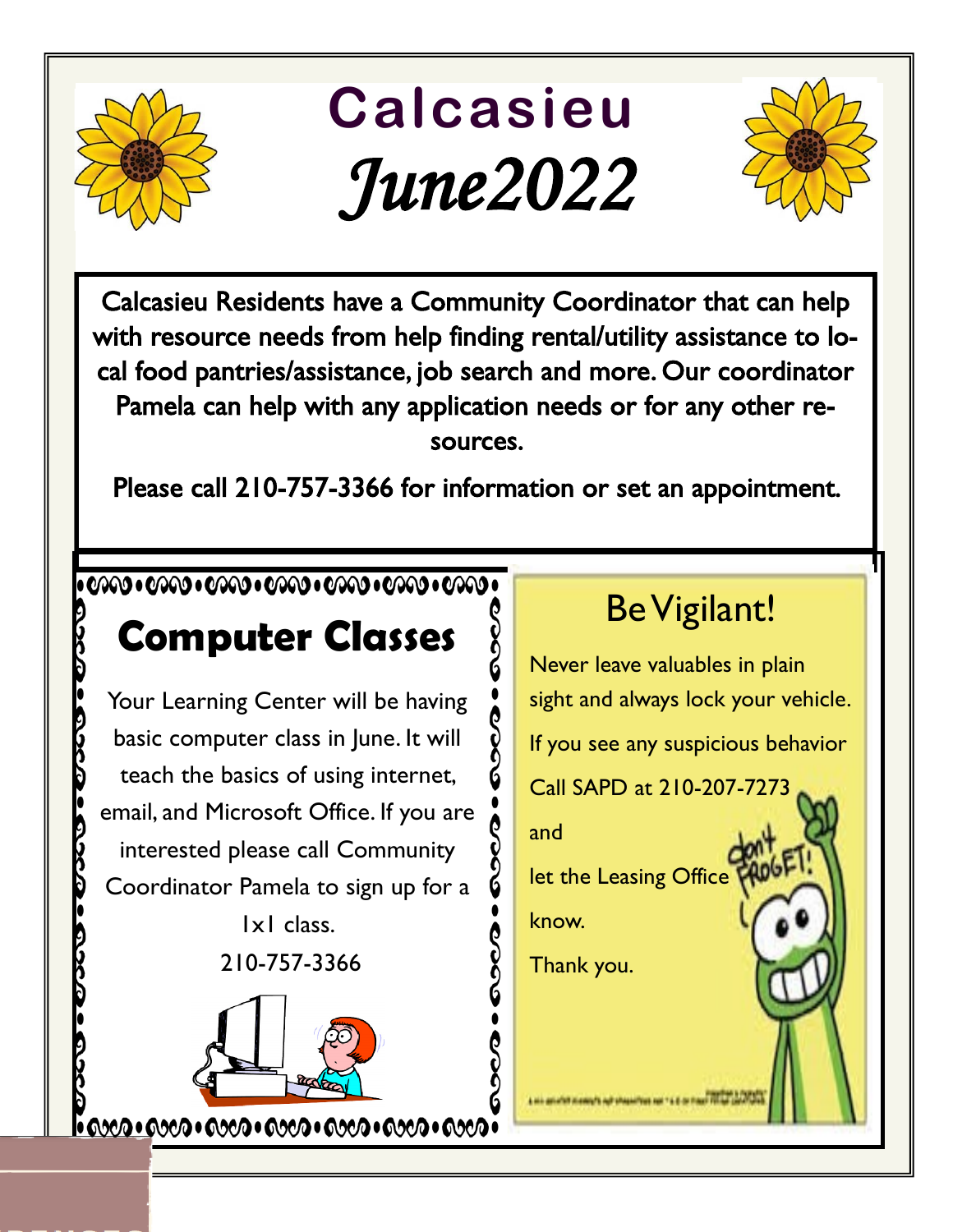# Calcasieu

## *June2022*

Calcasieu Residents have a Community Coordinator that can help with resource needs from help finding rental/utility assistance to local food pantries/assistance, job search and more. Our coordinator Pamela can help with any application needs or for any other resources.

Please call 210-757-3366 for information or set an appointment.

## Computer Classes

Your Learning Center will be having basic computer class in June. It will teach the basics of using internet, email, and Microsoft Office. If you are interested please call Community Coordinator Pamela to sign up for a 1x1 class.

210-757-3366

## Be Vigilant!

Never leave valuables in plain sight and always lock your vehicle.

If you see any suspicious behavior

Call SAPD at 210-207-7273

and

let the Leasing Office

know.

Thank you.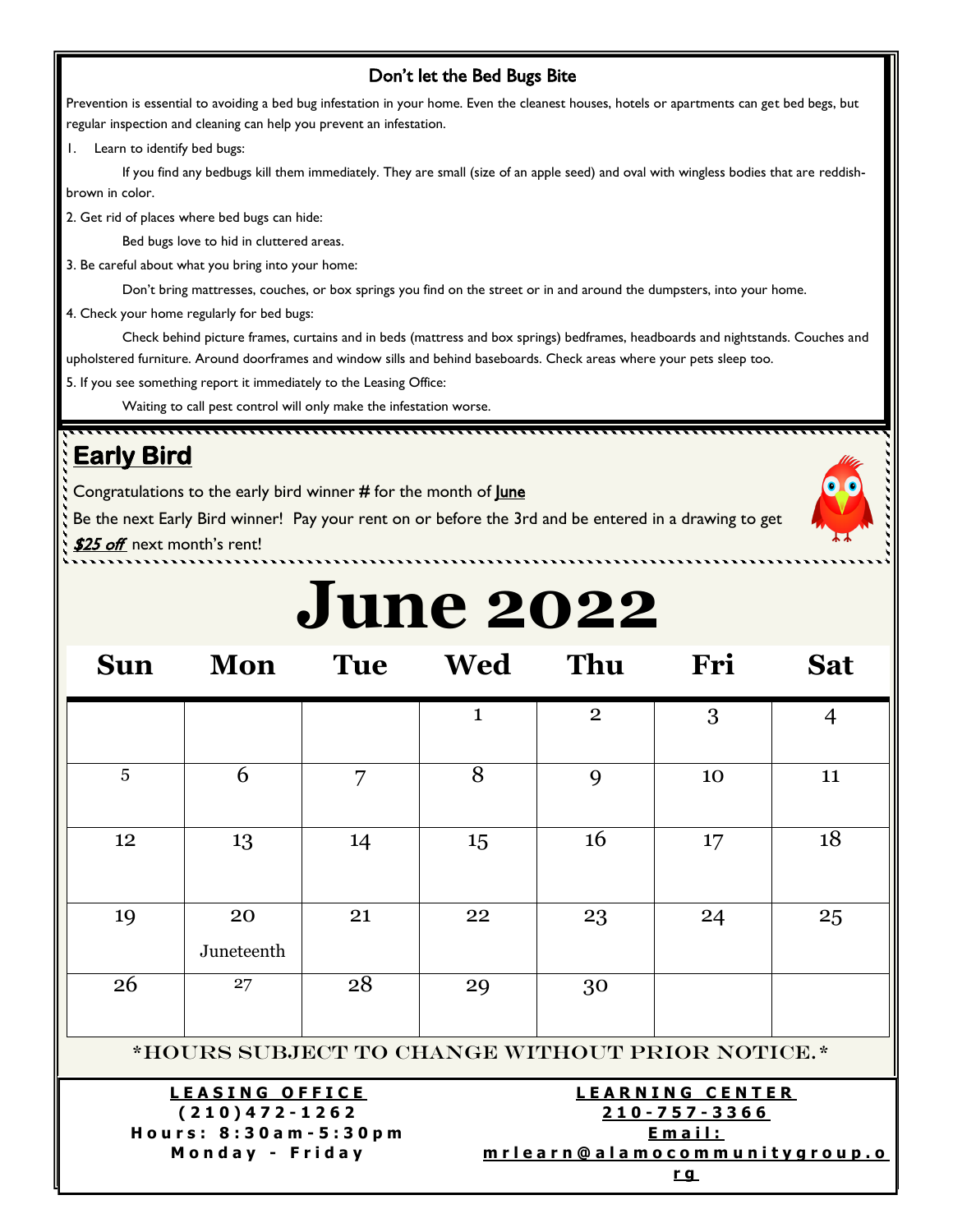## Don't let the Bed Bugs Bite

Prevention is essential to avoiding a bed bug infestation in your home. Even the cleanest houses, hotels or apartments can get bed begs, but regular inspection and cleaning can help you prevent an infestation.

1. Learn to identify bed bugs:

If you find any bedbugs kill them immediately. They are small (size of an apple seed) and oval with wingless bodies that are reddish-brown in color.

2. Get rid of places where bed bugs can hide:

Bed bugs love to hid in cluttered areas.

3. Be careful about what you bring into your home:

Don't bring mattresses, couches, or box springs you find on the street or in and around the dumpsters, into your home.

4. Check your home regularly for bed bugs:

Check behind picture frames, curtains and in beds (mattress and box springs) bedframes, headboards and nightstands. Couches and upholstered furniture. Around doorframes and window sills and behind baseboards. Check areas where your pets sleep too.

5. If you see something report it immediately to the Leasing Office:

Waiting to call pest control will only make the infestation worse.

## Early Bird

Congratulations to the early bird winner # for the month of **June**

Be the next Early Bird winner! Pay your rent on or before the 3rd and be entered in a drawing to get ***$25 off*** next month's rent!

# June 2022

| Sun | Mon | Tue | Wed | Thu | Fri | Sat |
|---|---|---|---|---|---|---|
| | | | 1 | 2 | 3 | 4 |
| 5 | 6 | 7 | 8 | 9 | 10 | 11 |
| 12 | 13 | 14 | 15 | 16 | 17 | 18 |
| 19 | 20 Juneteenth | 21 | 22 | 23 | 24 | 25 |
| 26 | 27 | 28 | 29 | 30 | | |

*HOURS SUBJECT TO CHANGE WITHOUT PRIOR NOTICE.*

**LEASING OFFICE**
**(210)472-1262**
**Hours: 8:30am-5:30pm**
**Monday - Friday**

**LEARNING CENTER**
**210-757-3366**
**Email:**
**mrlearn@alamocommunitygroup.org**